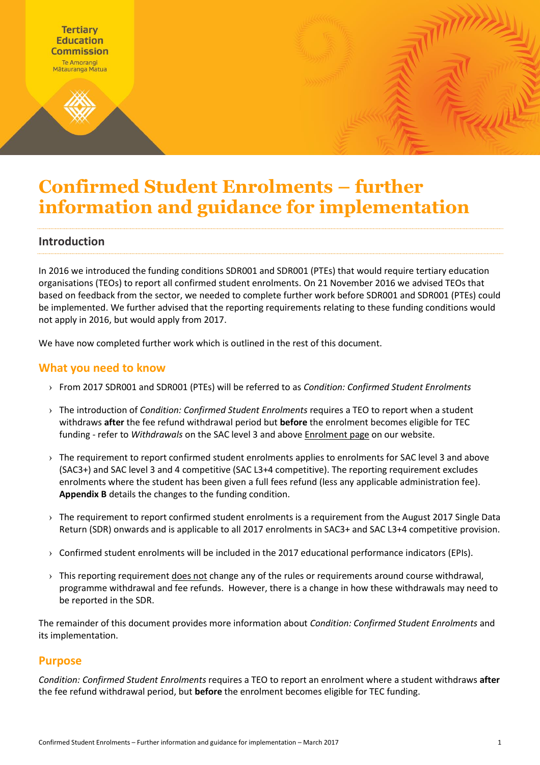Tertiary Education Commission

Te Amorangi Mātauranga Matua

# Confirmed Student Enrolments – further information and guidance for implementation

## Introduction

In 2016 we introduced the funding conditions SDR001 and SDR001 (PTEs) that would require tertiary education organisations (TEOs) to report all confirmed student enrolments. On 21 November 2016 we advised TEOs that based on feedback from the sector, we needed to complete further work before SDR001 and SDR001 (PTEs) could be implemented. We further advised that the reporting requirements relating to these funding conditions would not apply in 2016, but would apply from 2017.

We have now completed further work which is outlined in the rest of this document.

## What you need to know

- From 2017 SDR001 and SDR001 (PTEs) will be referred to as *Condition: Confirmed Student Enrolments*
- The introduction of *Condition: Confirmed Student Enrolments* requires a TEO to report when a student withdraws **after** the fee refund withdrawal period but **before** the enrolment becomes eligible for TEC funding - refer to *Withdrawals* on the SAC level 3 and above Enrolment page on our website.
- The requirement to report confirmed student enrolments applies to enrolments for SAC level 3 and above (SAC3+) and SAC level 3 and 4 competitive (SAC L3+4 competitive). The reporting requirement excludes enrolments where the student has been given a full fees refund (less any applicable administration fee). **Appendix B** details the changes to the funding condition.
- The requirement to report confirmed student enrolments is a requirement from the August 2017 Single Data Return (SDR) onwards and is applicable to all 2017 enrolments in SAC3+ and SAC L3+4 competitive provision.
- Confirmed student enrolments will be included in the 2017 educational performance indicators (EPIs).
- This reporting requirement does not change any of the rules or requirements around course withdrawal, programme withdrawal and fee refunds. However, there is a change in how these withdrawals may need to be reported in the SDR.

The remainder of this document provides more information about *Condition: Confirmed Student Enrolments* and its implementation.

## Purpose

*Condition: Confirmed Student Enrolments* requires a TEO to report an enrolment where a student withdraws **after** the fee refund withdrawal period, but **before** the enrolment becomes eligible for TEC funding.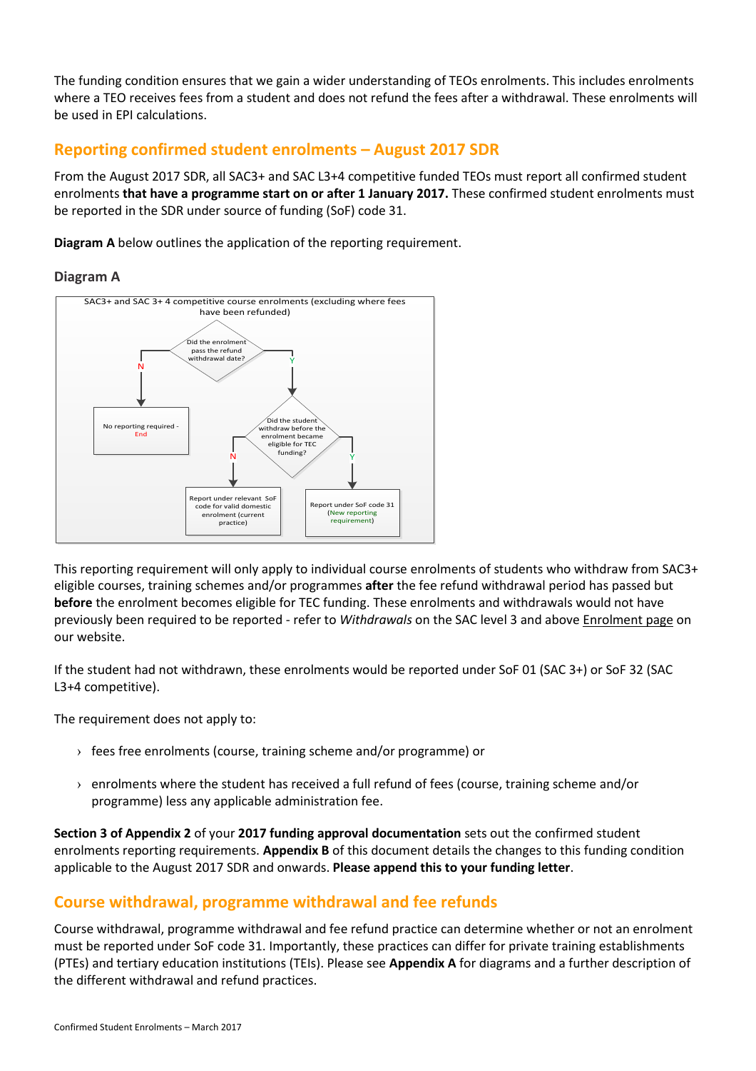The funding condition ensures that we gain a wider understanding of TEOs enrolments. This includes enrolments where a TEO receives fees from a student and does not refund the fees after a withdrawal. These enrolments will be used in EPI calculations.

## Reporting confirmed student enrolments – August 2017 SDR

From the August 2017 SDR, all SAC3+ and SAC L3+4 competitive funded TEOs must report all confirmed student enrolments **that have a programme start on or after 1 January 2017.** These confirmed student enrolments must be reported in the SDR under source of funding (SoF) code 31.

**Diagram A** below outlines the application of the reporting requirement.

### Diagram A

SAC3+ and SAC 3+ 4 competitive course enrolments (excluding where fees have been refunded)

- Did the enrolment pass the refund withdrawal date?
  - N → No reporting required - End
  - Y → Did the student withdraw before the enrolment became eligible for TEC funding?
    - N → Report under relevant SoF code for valid domestic enrolment (current practice)
    - Y → Report under SoF code 31 (New reporting requirement)

This reporting requirement will only apply to individual course enrolments of students who withdraw from SAC3+ eligible courses, training schemes and/or programmes **after** the fee refund withdrawal period has passed but **before** the enrolment becomes eligible for TEC funding. These enrolments and withdrawals would not have previously been required to be reported - refer to *Withdrawals* on the SAC level 3 and above Enrolment page on our website.

If the student had not withdrawn, these enrolments would be reported under SoF 01 (SAC 3+) or SoF 32 (SAC L3+4 competitive).

The requirement does not apply to:

- fees free enrolments (course, training scheme and/or programme) or
- enrolments where the student has received a full refund of fees (course, training scheme and/or programme) less any applicable administration fee.

**Section 3 of Appendix 2** of your **2017 funding approval documentation** sets out the confirmed student enrolments reporting requirements. **Appendix B** of this document details the changes to this funding condition applicable to the August 2017 SDR and onwards. **Please append this to your funding letter**.

## Course withdrawal, programme withdrawal and fee refunds

Course withdrawal, programme withdrawal and fee refund practice can determine whether or not an enrolment must be reported under SoF code 31. Importantly, these practices can differ for private training establishments (PTEs) and tertiary education institutions (TEIs). Please see **Appendix A** for diagrams and a further description of the different withdrawal and refund practices.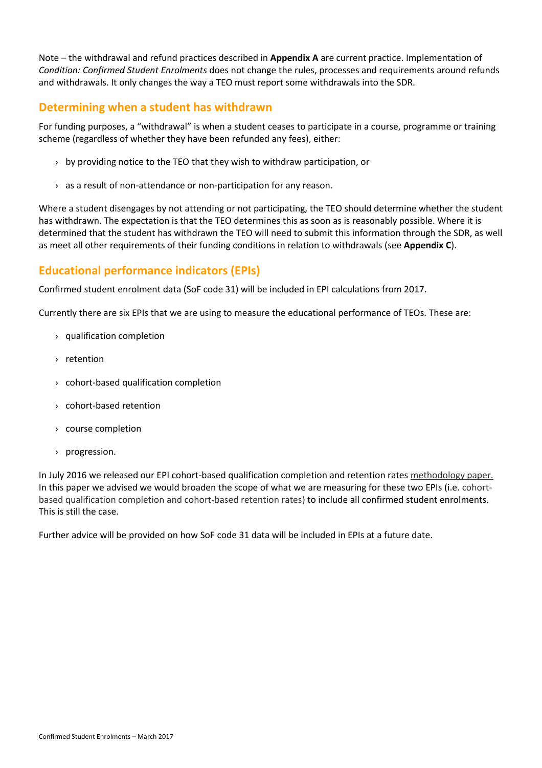Note – the withdrawal and refund practices described in **Appendix A** are current practice. Implementation of *Condition: Confirmed Student Enrolments* does not change the rules, processes and requirements around refunds and withdrawals. It only changes the way a TEO must report some withdrawals into the SDR.

## Determining when a student has withdrawn

For funding purposes, a "withdrawal" is when a student ceases to participate in a course, programme or training scheme (regardless of whether they have been refunded any fees), either:

- by providing notice to the TEO that they wish to withdraw participation, or
- as a result of non-attendance or non-participation for any reason.

Where a student disengages by not attending or not participating, the TEO should determine whether the student has withdrawn. The expectation is that the TEO determines this as soon as is reasonably possible. Where it is determined that the student has withdrawn the TEO will need to submit this information through the SDR, as well as meet all other requirements of their funding conditions in relation to withdrawals (see **Appendix C**).

## Educational performance indicators (EPIs)

Confirmed student enrolment data (SoF code 31) will be included in EPI calculations from 2017.

Currently there are six EPIs that we are using to measure the educational performance of TEOs. These are:

- qualification completion
- retention
- cohort-based qualification completion
- cohort-based retention
- course completion
- progression.

In July 2016 we released our EPI cohort-based qualification completion and retention rates methodology paper. In this paper we advised we would broaden the scope of what we are measuring for these two EPIs (i.e. cohort-based qualification completion and cohort-based retention rates) to include all confirmed student enrolments. This is still the case.

Further advice will be provided on how SoF code 31 data will be included in EPIs at a future date.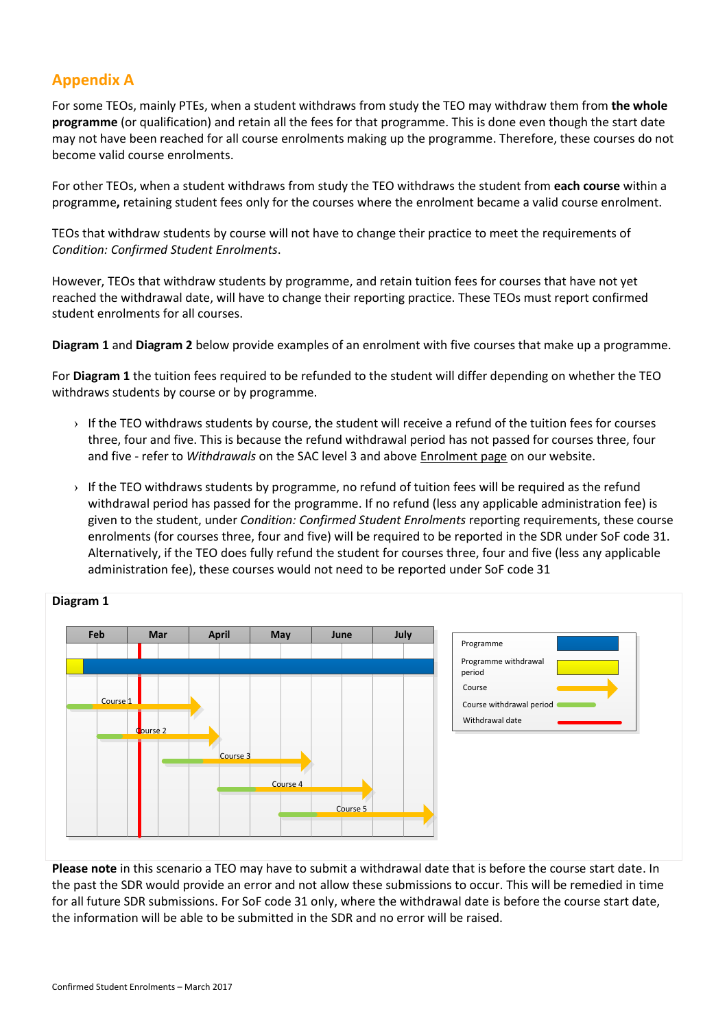## Appendix A

For some TEOs, mainly PTEs, when a student withdraws from study the TEO may withdraw them from **the whole programme** (or qualification) and retain all the fees for that programme. This is done even though the start date may not have been reached for all course enrolments making up the programme. Therefore, these courses do not become valid course enrolments.

For other TEOs, when a student withdraws from study the TEO withdraws the student from **each course** within a programme**,** retaining student fees only for the courses where the enrolment became a valid course enrolment.

TEOs that withdraw students by course will not have to change their practice to meet the requirements of *Condition: Confirmed Student Enrolments*.

However, TEOs that withdraw students by programme, and retain tuition fees for courses that have not yet reached the withdrawal date, will have to change their reporting practice. These TEOs must report confirmed student enrolments for all courses.

**Diagram 1** and **Diagram 2** below provide examples of an enrolment with five courses that make up a programme.

For **Diagram 1** the tuition fees required to be refunded to the student will differ depending on whether the TEO withdraws students by course or by programme.

- If the TEO withdraws students by course, the student will receive a refund of the tuition fees for courses three, four and five. This is because the refund withdrawal period has not passed for courses three, four and five - refer to *Withdrawals* on the SAC level 3 and above Enrolment page on our website.
- If the TEO withdraws students by programme, no refund of tuition fees will be required as the refund withdrawal period has passed for the programme. If no refund (less any applicable administration fee) is given to the student, under *Condition: Confirmed Student Enrolments* reporting requirements, these course enrolments (for courses three, four and five) will be required to be reported in the SDR under SoF code 31. Alternatively, if the TEO does fully refund the student for courses three, four and five (less any applicable administration fee), these courses would not need to be reported under SoF code 31

**Diagram 1**

**Please note** in this scenario a TEO may have to submit a withdrawal date that is before the course start date. In the past the SDR would provide an error and not allow these submissions to occur. This will be remedied in time for all future SDR submissions. For SoF code 31 only, where the withdrawal date is before the course start date, the information will be able to be submitted in the SDR and no error will be raised.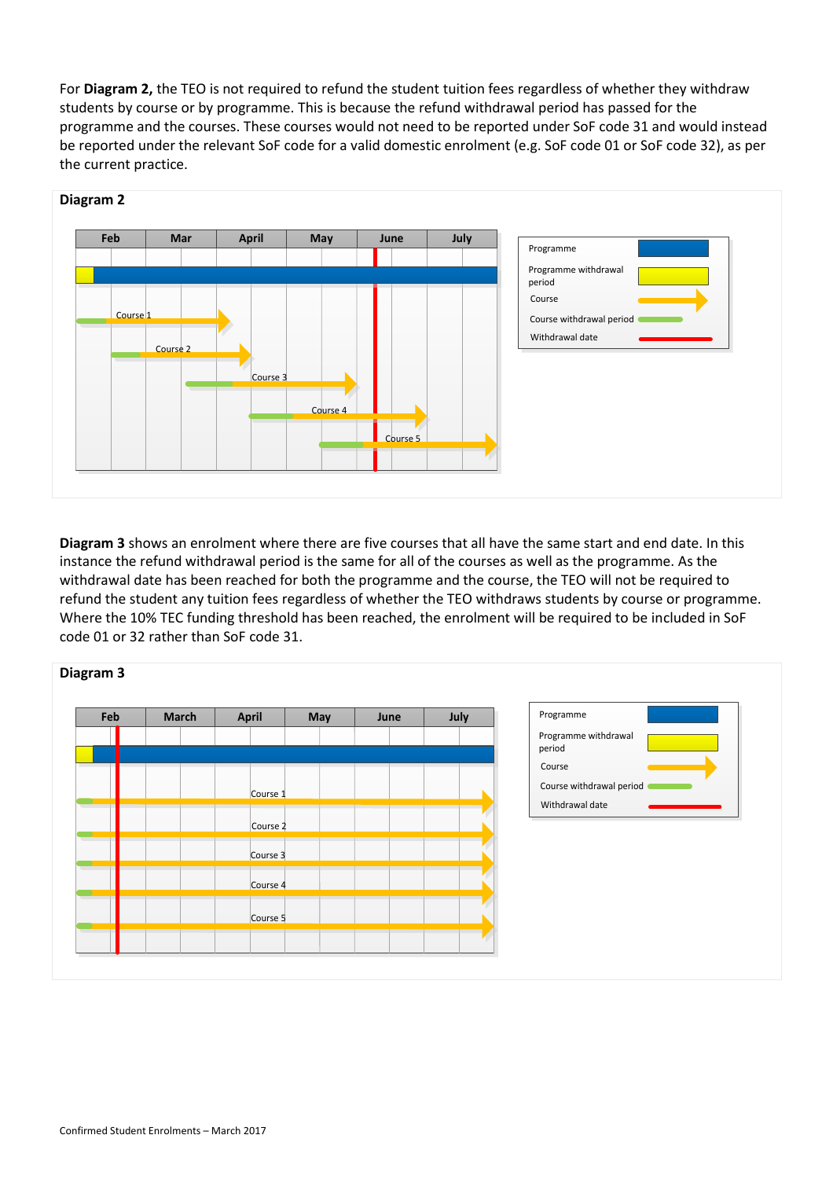For **Diagram 2,** the TEO is not required to refund the student tuition fees regardless of whether they withdraw students by course or by programme. This is because the refund withdrawal period has passed for the programme and the courses. These courses would not need to be reported under SoF code 31 and would instead be reported under the relevant SoF code for a valid domestic enrolment (e.g. SoF code 01 or SoF code 32), as per the current practice.

**Diagram 2**

Feb | Mar | April | May | June | July

Course 1
Course 2
Course 3
Course 4
Course 5

Programme
Programme withdrawal period
Course
Course withdrawal period
Withdrawal date

**Diagram 3** shows an enrolment where there are five courses that all have the same start and end date. In this instance the refund withdrawal period is the same for all of the courses as well as the programme. As the withdrawal date has been reached for both the programme and the course, the TEO will not be required to refund the student any tuition fees regardless of whether the TEO withdraws students by course or programme. Where the 10% TEC funding threshold has been reached, the enrolment will be required to be included in SoF code 01 or 32 rather than SoF code 31.

**Diagram 3**

Feb | March | April | May | June | July

Course 1
Course 2
Course 3
Course 4
Course 5

Programme
Programme withdrawal period
Course
Course withdrawal period
Withdrawal date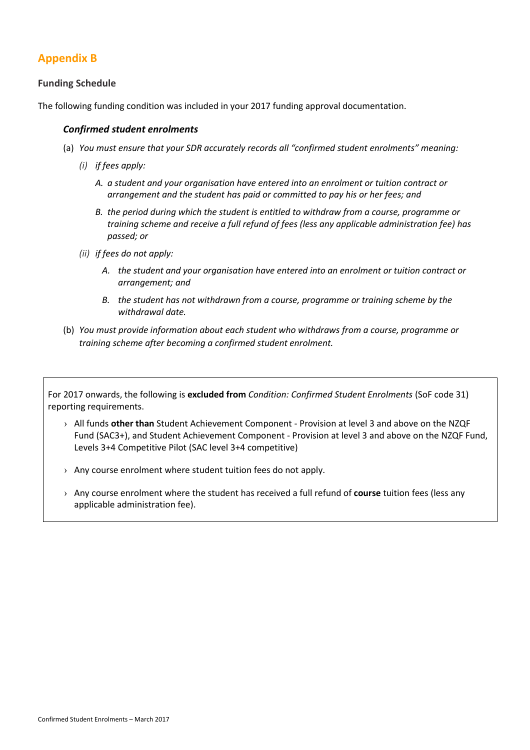## Appendix B

### Funding Schedule

The following funding condition was included in your 2017 funding approval documentation.

#### *Confirmed student enrolments*

(a) *You must ensure that your SDR accurately records all "confirmed student enrolments" meaning:*

*(i) if fees apply:*

*A. a student and your organisation have entered into an enrolment or tuition contract or arrangement and the student has paid or committed to pay his or her fees; and*

*B. the period during which the student is entitled to withdraw from a course, programme or training scheme and receive a full refund of fees (less any applicable administration fee) has passed; or*

*(ii) if fees do not apply:*

*A. the student and your organisation have entered into an enrolment or tuition contract or arrangement; and*

*B. the student has not withdrawn from a course, programme or training scheme by the withdrawal date.*

(b) *You must provide information about each student who withdraws from a course, programme or training scheme after becoming a confirmed student enrolment.*

---

For 2017 onwards, the following is **excluded from** *Condition: Confirmed Student Enrolments* (SoF code 31) reporting requirements.

- All funds **other than** Student Achievement Component - Provision at level 3 and above on the NZQF Fund (SAC3+), and Student Achievement Component - Provision at level 3 and above on the NZQF Fund, Levels 3+4 Competitive Pilot (SAC level 3+4 competitive)
- Any course enrolment where student tuition fees do not apply.
- Any course enrolment where the student has received a full refund of **course** tuition fees (less any applicable administration fee).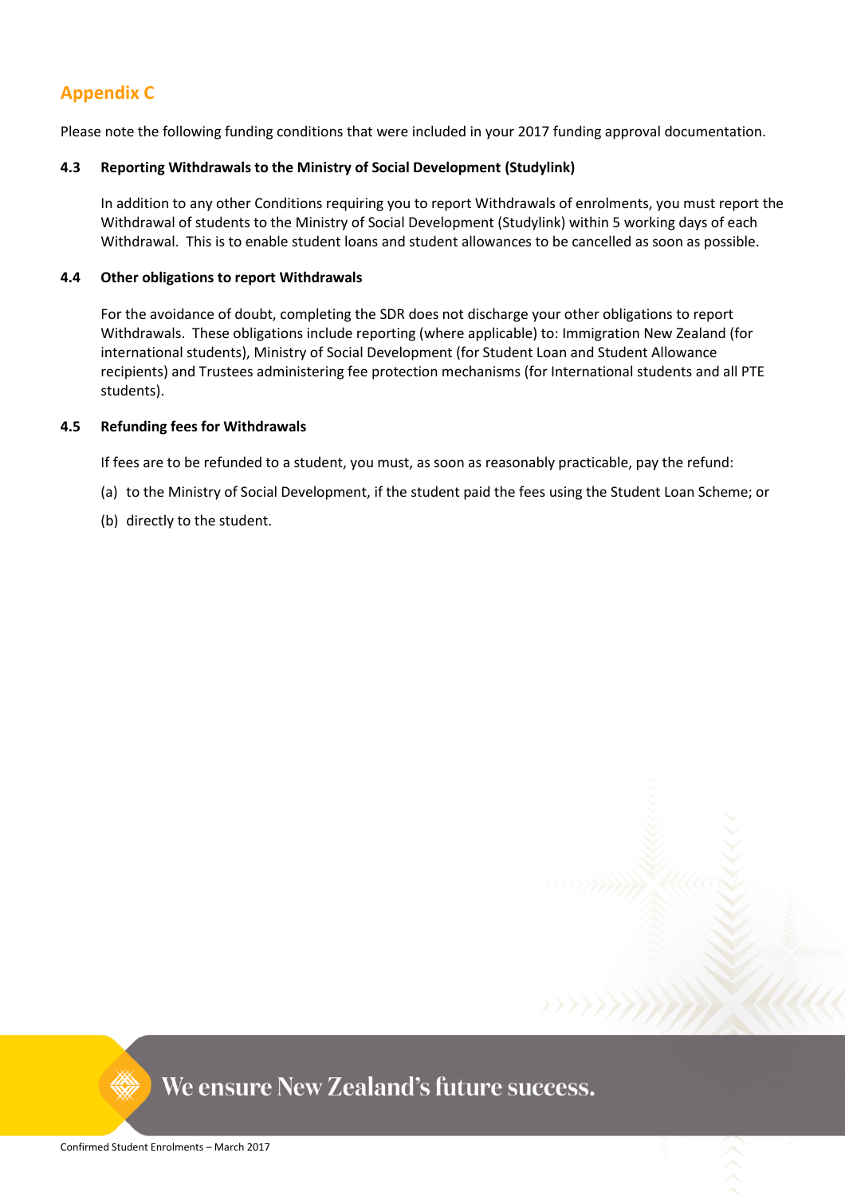## Appendix C

Please note the following funding conditions that were included in your 2017 funding approval documentation.

**4.3 Reporting Withdrawals to the Ministry of Social Development (Studylink)**

In addition to any other Conditions requiring you to report Withdrawals of enrolments, you must report the Withdrawal of students to the Ministry of Social Development (Studylink) within 5 working days of each Withdrawal. This is to enable student loans and student allowances to be cancelled as soon as possible.

**4.4 Other obligations to report Withdrawals**

For the avoidance of doubt, completing the SDR does not discharge your other obligations to report Withdrawals. These obligations include reporting (where applicable) to: Immigration New Zealand (for international students), Ministry of Social Development (for Student Loan and Student Allowance recipients) and Trustees administering fee protection mechanisms (for International students and all PTE students).

**4.5 Refunding fees for Withdrawals**

If fees are to be refunded to a student, you must, as soon as reasonably practicable, pay the refund:

(a) to the Ministry of Social Development, if the student paid the fees using the Student Loan Scheme; or

(b) directly to the student.

We ensure New Zealand's future success.

Confirmed Student Enrolments – March 2017